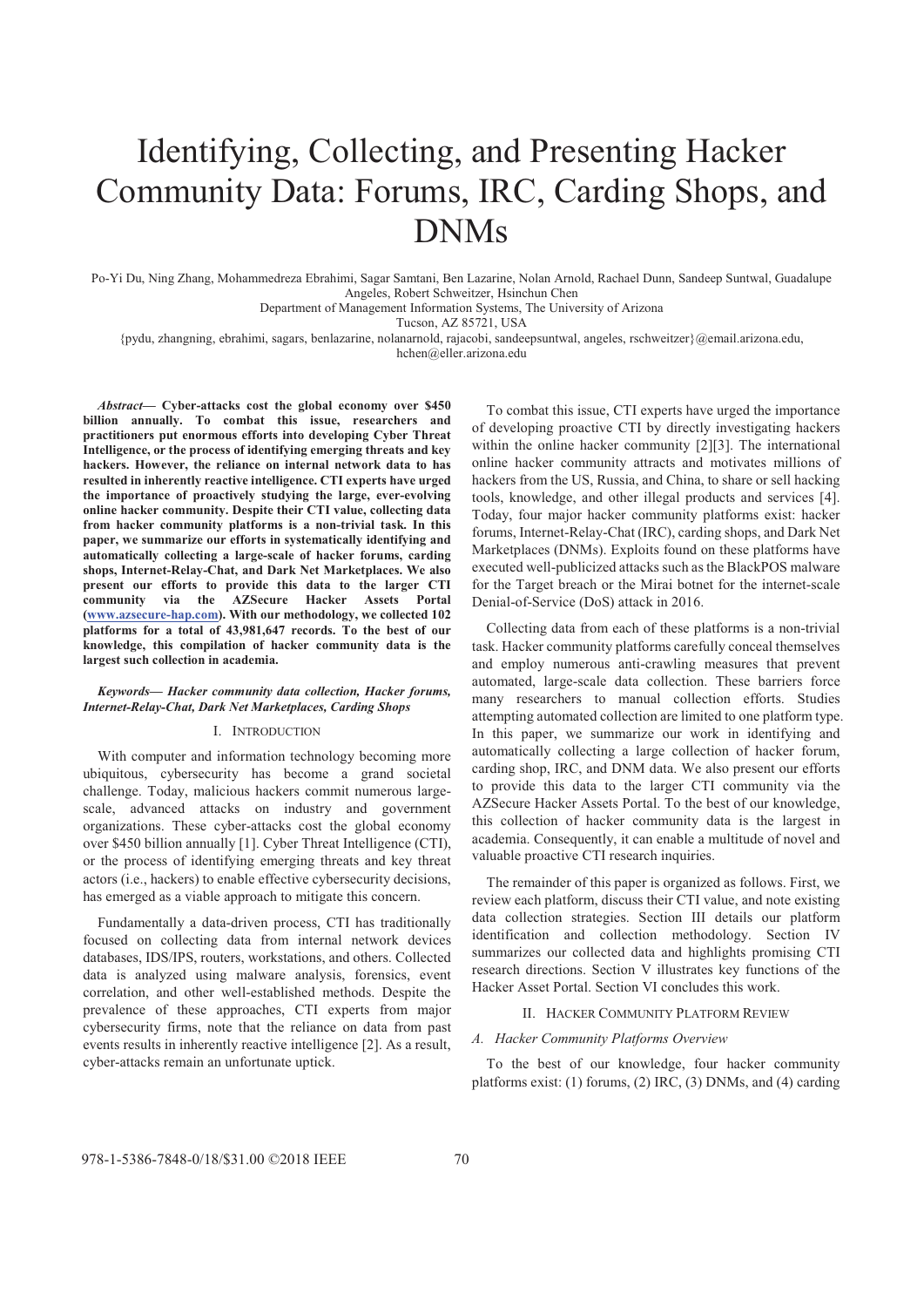# Identifying, Collecting, and Presenting Hacker Community Data: Forums, IRC, Carding Shops, and DNMs

Po-Yi Du, Ning Zhang, Mohammedreza Ebrahimi, Sagar Samtani, Ben Lazarine, Nolan Arnold, Rachael Dunn, Sandeep Suntwal, Guadalupe Angeles, Robert Schweitzer, Hsinchun Chen

Department of Management Information Systems, The University of Arizona

Tucson, AZ 85721, USA

{pydu, zhangning, ebrahimi, sagars, benlazarine, nolanarnold, rajacobi, sandeepsuntwal, angeles, rschweitzer}@email.arizona.edu, hchen@eller.arizona.edu

***Abstract*— Cyber-attacks cost the global economy over $450 billion annually. To combat this issue, researchers and practitioners put enormous efforts into developing Cyber Threat Intelligence, or the process of identifying emerging threats and key hackers. However, the reliance on internal network data to has resulted in inherently reactive intelligence. CTI experts have urged the importance of proactively studying the large, ever-evolving online hacker community. Despite their CTI value, collecting data from hacker community platforms is a non-trivial task. In this paper, we summarize our efforts in systematically identifying and automatically collecting a large-scale of hacker forums, carding shops, Internet-Relay-Chat, and Dark Net Marketplaces. We also present our efforts to provide this data to the larger CTI community via the AZSecure Hacker Assets Portal (www.azsecure-hap.com). With our methodology, we collected 102 platforms for a total of 43,981,647 records. To the best of our knowledge, this compilation of hacker community data is the largest such collection in academia.**

***Keywords— Hacker community data collection, Hacker forums, Internet-Relay-Chat, Dark Net Marketplaces, Carding Shops***

## I. Introduction

With computer and information technology becoming more ubiquitous, cybersecurity has become a grand societal challenge. Today, malicious hackers commit numerous large-scale, advanced attacks on industry and government organizations. These cyber-attacks cost the global economy over $450 billion annually [1]. Cyber Threat Intelligence (CTI), or the process of identifying emerging threats and key threat actors (i.e., hackers) to enable effective cybersecurity decisions, has emerged as a viable approach to mitigate this concern.

Fundamentally a data-driven process, CTI has traditionally focused on collecting data from internal network devices databases, IDS/IPS, routers, workstations, and others. Collected data is analyzed using malware analysis, forensics, event correlation, and other well-established methods. Despite the prevalence of these approaches, CTI experts from major cybersecurity firms, note that the reliance on data from past events results in inherently reactive intelligence [2]. As a result, cyber-attacks remain an unfortunate uptick.

To combat this issue, CTI experts have urged the importance of developing proactive CTI by directly investigating hackers within the online hacker community [2][3]. The international online hacker community attracts and motivates millions of hackers from the US, Russia, and China, to share or sell hacking tools, knowledge, and other illegal products and services [4]. Today, four major hacker community platforms exist: hacker forums, Internet-Relay-Chat (IRC), carding shops, and Dark Net Marketplaces (DNMs). Exploits found on these platforms have executed well-publicized attacks such as the BlackPOS malware for the Target breach or the Mirai botnet for the internet-scale Denial-of-Service (DoS) attack in 2016.

Collecting data from each of these platforms is a non-trivial task. Hacker community platforms carefully conceal themselves and employ numerous anti-crawling measures that prevent automated, large-scale data collection. These barriers force many researchers to manual collection efforts. Studies attempting automated collection are limited to one platform type. In this paper, we summarize our work in identifying and automatically collecting a large collection of hacker forum, carding shop, IRC, and DNM data. We also present our efforts to provide this data to the larger CTI community via the AZSecure Hacker Assets Portal. To the best of our knowledge, this collection of hacker community data is the largest in academia. Consequently, it can enable a multitude of novel and valuable proactive CTI research inquiries.

The remainder of this paper is organized as follows. First, we review each platform, discuss their CTI value, and note existing data collection strategies. Section III details our platform identification and collection methodology. Section IV summarizes our collected data and highlights promising CTI research directions. Section V illustrates key functions of the Hacker Asset Portal. Section VI concludes this work.

## II. Hacker Community Platform Review

### *A. Hacker Community Platforms Overview*

To the best of our knowledge, four hacker community platforms exist: (1) forums, (2) IRC, (3) DNMs, and (4) carding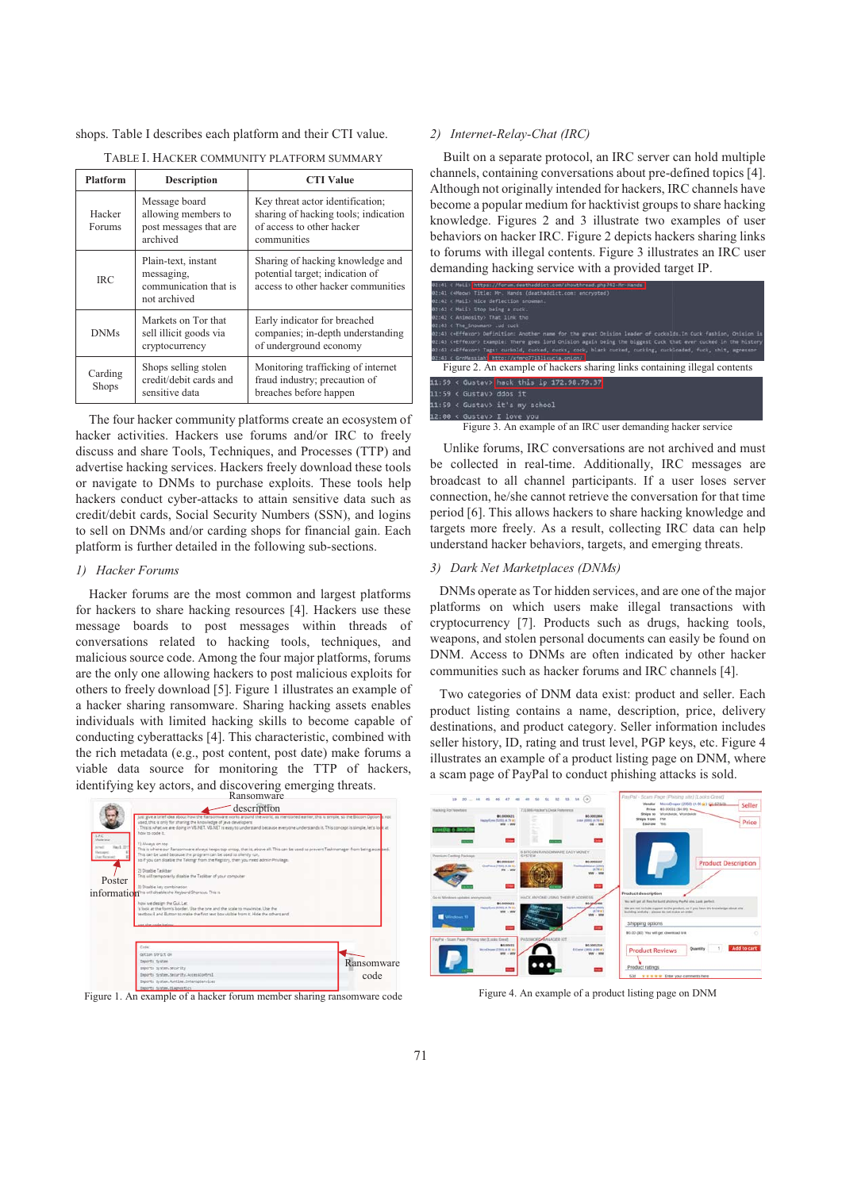shops. Table I describes each platform and their CTI value.

TABLE I. HACKER COMMUNITY PLATFORM SUMMARY

| Platform | Description | CTI Value |
|---|---|---|
| Hacker Forums | Message board allowing members to post messages that are archived | Key threat actor identification; sharing of hacking tools; indication of access to other hacker communities |
| IRC | Plain-text, instant messaging, communication that is not archived | Sharing of hacking knowledge and potential target; indication of access to other hacker communities |
| DNMs | Markets on Tor that sell illicit goods via cryptocurrency | Early indicator for breached companies; in-depth understanding of underground economy |
| Carding Shops | Shops selling stolen credit/debit cards and sensitive data | Monitoring trafficking of internet fraud industry; precaution of breaches before happen |

The four hacker community platforms create an ecosystem of hacker activities. Hackers use forums and/or IRC to freely discuss and share Tools, Techniques, and Processes (TTP) and advertise hacking services. Hackers freely download these tools or navigate to DNMs to purchase exploits. These tools help hackers conduct cyber-attacks to attain sensitive data such as credit/debit cards, Social Security Numbers (SSN), and logins to sell on DNMs and/or carding shops for financial gain. Each platform is further detailed in the following sub-sections.

*1) Hacker Forums*

Hacker forums are the most common and largest platforms for hackers to share hacking resources [4]. Hackers use these message boards to post messages within threads of conversations related to hacking tools, techniques, and malicious source code. Among the four major platforms, forums are the only one allowing hackers to post malicious exploits for others to freely download [5]. Figure 1 illustrates an example of a hacker sharing ransomware. Sharing hacking assets enables individuals with limited hacking skills to become capable of conducting cyberattacks [4]. This characteristic, combined with the rich metadata (e.g., post content, post date) make forums a viable data source for monitoring the TTP of hackers, identifying key actors, and discovering emerging threats.

Figure 1. An example of a hacker forum member sharing ransomware code

*2) Internet-Relay-Chat (IRC)*

Built on a separate protocol, an IRC server can hold multiple channels, containing conversations about pre-defined topics [4]. Although not originally intended for hackers, IRC channels have become a popular medium for hacktivist groups to share hacking knowledge. Figures 2 and 3 illustrate two examples of user behaviors on hacker IRC. Figure 2 depicts hackers sharing links to forums with illegal contents. Figure 3 illustrates an IRC user demanding hacking service with a provided target IP.

Figure 2. An example of hackers sharing links containing illegal contents

Figure 3. An example of an IRC user demanding hacker service

Unlike forums, IRC conversations are not archived and must be collected in real-time. Additionally, IRC messages are broadcast to all channel participants. If a user loses server connection, he/she cannot retrieve the conversation for that time period [6]. This allows hackers to share hacking knowledge and targets more freely. As a result, collecting IRC data can help understand hacker behaviors, targets, and emerging threats.

*3) Dark Net Marketplaces (DNMs)*

DNMs operate as Tor hidden services, and are one of the major platforms on which users make illegal transactions with cryptocurrency [7]. Products such as drugs, hacking tools, weapons, and stolen personal documents can easily be found on DNM. Access to DNMs are often indicated by other hacker communities such as hacker forums and IRC channels [4].

Two categories of DNM data exist: product and seller. Each product listing contains a name, description, price, delivery destinations, and product category. Seller information includes seller history, ID, rating and trust level, PGP keys, etc. Figure 4 illustrates an example of a product listing page on DNM, where a scam page of PayPal to conduct phishing attacks is sold.

Figure 4. An example of a product listing page on DNM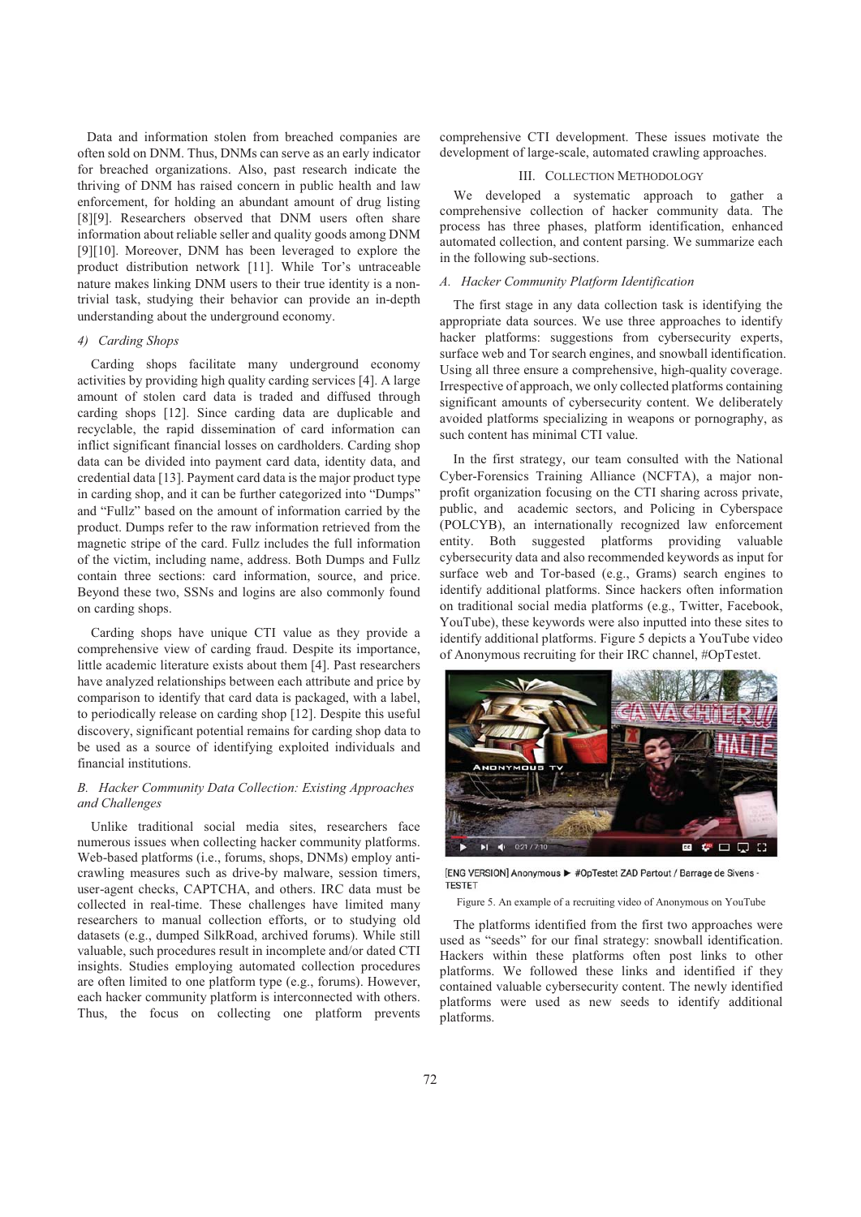Data and information stolen from breached companies are often sold on DNM. Thus, DNMs can serve as an early indicator for breached organizations. Also, past research indicate the thriving of DNM has raised concern in public health and law enforcement, for holding an abundant amount of drug listing [8][9]. Researchers observed that DNM users often share information about reliable seller and quality goods among DNM [9][10]. Moreover, DNM has been leveraged to explore the product distribution network [11]. While Tor's untraceable nature makes linking DNM users to their true identity is a non-trivial task, studying their behavior can provide an in-depth understanding about the underground economy.

#### 4) Carding Shops

Carding shops facilitate many underground economy activities by providing high quality carding services [4]. A large amount of stolen card data is traded and diffused through carding shops [12]. Since carding data are duplicable and recyclable, the rapid dissemination of card information can inflict significant financial losses on cardholders. Carding shop data can be divided into payment card data, identity data, and credential data [13]. Payment card data is the major product type in carding shop, and it can be further categorized into "Dumps" and "Fullz" based on the amount of information carried by the product. Dumps refer to the raw information retrieved from the magnetic stripe of the card. Fullz includes the full information of the victim, including name, address. Both Dumps and Fullz contain three sections: card information, source, and price. Beyond these two, SSNs and logins are also commonly found on carding shops.

Carding shops have unique CTI value as they provide a comprehensive view of carding fraud. Despite its importance, little academic literature exists about them [4]. Past researchers have analyzed relationships between each attribute and price by comparison to identify that card data is packaged, with a label, to periodically release on carding shop [12]. Despite this useful discovery, significant potential remains for carding shop data to be used as a source of identifying exploited individuals and financial institutions.

### B. Hacker Community Data Collection: Existing Approaches and Challenges

Unlike traditional social media sites, researchers face numerous issues when collecting hacker community platforms. Web-based platforms (i.e., forums, shops, DNMs) employ anti-crawling measures such as drive-by malware, session timers, user-agent checks, CAPTCHA, and others. IRC data must be collected in real-time. These challenges have limited many researchers to manual collection efforts, or to studying old datasets (e.g., dumped SilkRoad, archived forums). While still valuable, such procedures result in incomplete and/or dated CTI insights. Studies employing automated collection procedures are often limited to one platform type (e.g., forums). However, each hacker community platform is interconnected with others. Thus, the focus on collecting one platform prevents comprehensive CTI development. These issues motivate the development of large-scale, automated crawling approaches.

## III. Collection Methodology

We developed a systematic approach to gather a comprehensive collection of hacker community data. The process has three phases, platform identification, enhanced automated collection, and content parsing. We summarize each in the following sub-sections.

### A. Hacker Community Platform Identification

The first stage in any data collection task is identifying the appropriate data sources. We use three approaches to identify hacker platforms: suggestions from cybersecurity experts, surface web and Tor search engines, and snowball identification. Using all three ensure a comprehensive, high-quality coverage. Irrespective of approach, we only collected platforms containing significant amounts of cybersecurity content. We deliberately avoided platforms specializing in weapons or pornography, as such content has minimal CTI value.

In the first strategy, our team consulted with the National Cyber-Forensics Training Alliance (NCFTA), a major non-profit organization focusing on the CTI sharing across private, public, and academic sectors, and Policing in Cyberspace (POLCYB), an internationally recognized law enforcement entity. Both suggested platforms providing valuable cybersecurity data and also recommended keywords as input for surface web and Tor-based (e.g., Grams) search engines to identify additional platforms. Since hackers often information on traditional social media platforms (e.g., Twitter, Facebook, YouTube), these keywords were also inputted into these sites to identify additional platforms. Figure 5 depicts a YouTube video of Anonymous recruiting for their IRC channel, #OpTestet.

[ENG VERSION] Anonymous ▶ #OpTestet ZAD Partout / Barrage de Sivens - TESTET

Figure 5. An example of a recruiting video of Anonymous on YouTube

The platforms identified from the first two approaches were used as "seeds" for our final strategy: snowball identification. Hackers within these platforms often post links to other platforms. We followed these links and identified if they contained valuable cybersecurity content. The newly identified platforms were used as new seeds to identify additional platforms.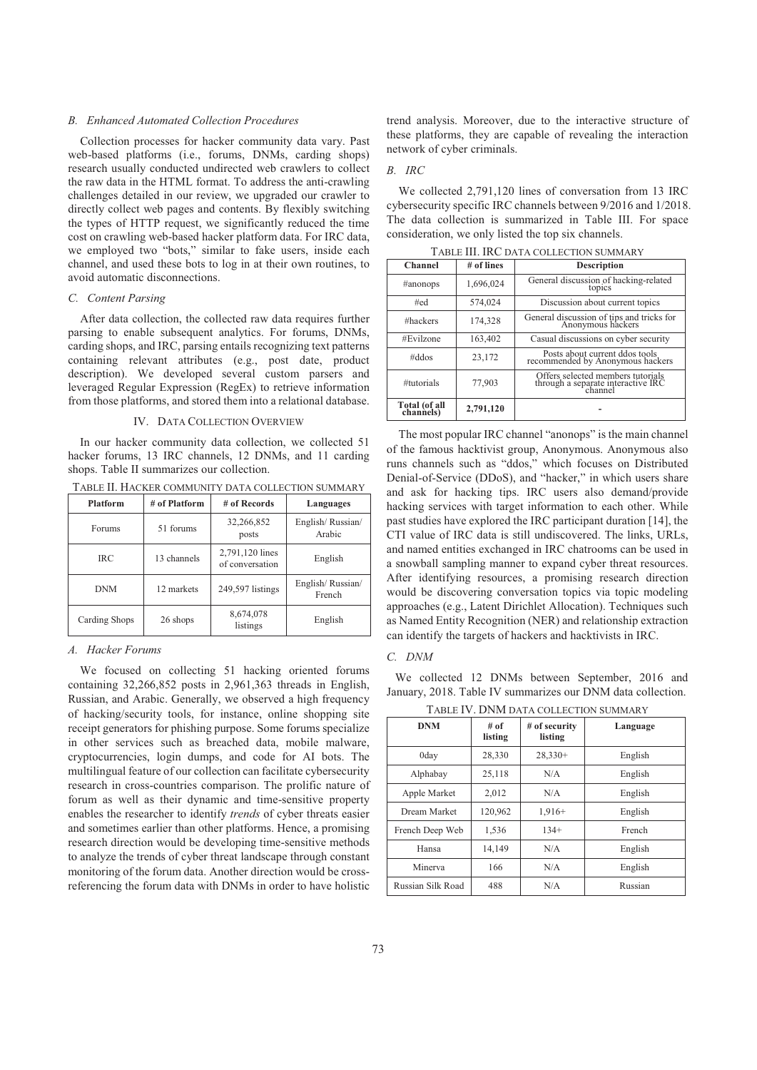### B. Enhanced Automated Collection Procedures

Collection processes for hacker community data vary. Past web-based platforms (i.e., forums, DNMs, carding shops) research usually conducted undirected web crawlers to collect the raw data in the HTML format. To address the anti-crawling challenges detailed in our review, we upgraded our crawler to directly collect web pages and contents. By flexibly switching the types of HTTP request, we significantly reduced the time cost on crawling web-based hacker platform data. For IRC data, we employed two "bots," similar to fake users, inside each channel, and used these bots to log in at their own routines, to avoid automatic disconnections.

### C. Content Parsing

After data collection, the collected raw data requires further parsing to enable subsequent analytics. For forums, DNMs, carding shops, and IRC, parsing entails recognizing text patterns containing relevant attributes (e.g., post date, product description). We developed several custom parsers and leveraged Regular Expression (RegEx) to retrieve information from those platforms, and stored them into a relational database.

## IV. Data Collection Overview

In our hacker community data collection, we collected 51 hacker forums, 13 IRC channels, 12 DNMs, and 11 carding shops. Table II summarizes our collection.

TABLE II. HACKER COMMUNITY DATA COLLECTION SUMMARY

| Platform | # of Platform | # of Records | Languages |
|---|---|---|---|
| Forums | 51 forums | 32,266,852 posts | English/ Russian/ Arabic |
| IRC | 13 channels | 2,791,120 lines of conversation | English |
| DNM | 12 markets | 249,597 listings | English/ Russian/ French |
| Carding Shops | 26 shops | 8,674,078 listings | English |

### A. Hacker Forums

We focused on collecting 51 hacking oriented forums containing 32,266,852 posts in 2,961,363 threads in English, Russian, and Arabic. Generally, we observed a high frequency of hacking/security tools, for instance, online shopping site receipt generators for phishing purpose. Some forums specialize in other services such as breached data, mobile malware, cryptocurrencies, login dumps, and code for AI bots. The multilingual feature of our collection can facilitate cybersecurity research in cross-countries comparison. The prolific nature of forum as well as their dynamic and time-sensitive property enables the researcher to identify *trends* of cyber threats easier and sometimes earlier than other platforms. Hence, a promising research direction would be developing time-sensitive methods to analyze the trends of cyber threat landscape through constant monitoring of the forum data. Another direction would be cross-referencing the forum data with DNMs in order to have holistic trend analysis. Moreover, due to the interactive structure of these platforms, they are capable of revealing the interaction network of cyber criminals.

### B. IRC

We collected 2,791,120 lines of conversation from 13 IRC cybersecurity specific IRC channels between 9/2016 and 1/2018. The data collection is summarized in Table III. For space consideration, we only listed the top six channels.

TABLE III. IRC DATA COLLECTION SUMMARY

| Channel | # of lines | Description |
|---|---|---|
| #anonops | 1,696,024 | General discussion of hacking-related topics |
| #ed | 574,024 | Discussion about current topics |
| #hackers | 174,328 | General discussion of tips and tricks for Anonymous hackers |
| #Evilzone | 163,402 | Casual discussions on cyber security |
| #ddos | 23,172 | Posts about current ddos tools recommended by Anonymous hackers |
| #tutorials | 77,903 | Offers selected members tutorials through a separate interactive IRC channel |
| **Total (of all channels)** | **2,791,120** | - |

The most popular IRC channel "anonops" is the main channel of the famous hacktivist group, Anonymous. Anonymous also runs channels such as "ddos," which focuses on Distributed Denial-of-Service (DDoS), and "hacker," in which users share and ask for hacking tips. IRC users also demand/provide hacking services with target information to each other. While past studies have explored the IRC participant duration [14], the CTI value of IRC data is still undiscovered. The links, URLs, and named entities exchanged in IRC chatrooms can be used in a snowball sampling manner to expand cyber threat resources. After identifying resources, a promising research direction would be discovering conversation topics via topic modeling approaches (e.g., Latent Dirichlet Allocation). Techniques such as Named Entity Recognition (NER) and relationship extraction can identify the targets of hackers and hacktivists in IRC.

### C. DNM

We collected 12 DNMs between September, 2016 and January, 2018. Table IV summarizes our DNM data collection.

TABLE IV. DNM DATA COLLECTION SUMMARY

| DNM | # of listing | # of security listing | Language |
|---|---|---|---|
| 0day | 28,330 | 28,330+ | English |
| Alphabay | 25,118 | N/A | English |
| Apple Market | 2,012 | N/A | English |
| Dream Market | 120,962 | 1,916+ | English |
| French Deep Web | 1,536 | 134+ | French |
| Hansa | 14,149 | N/A | English |
| Minerva | 166 | N/A | English |
| Russian Silk Road | 488 | N/A | Russian |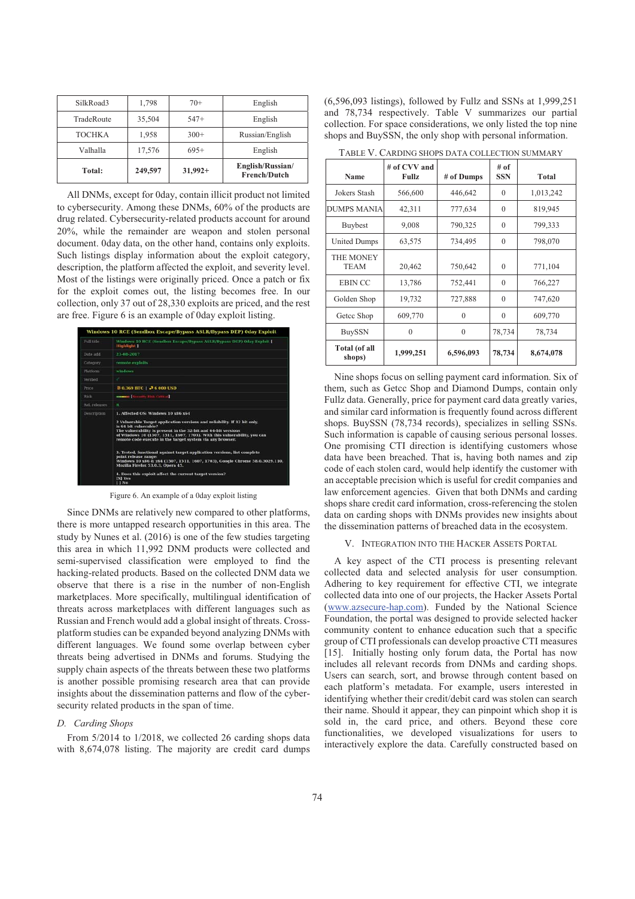| SilkRoad3 | 1,798 | 70+ | English |
|---|---|---|---|
| TradeRoute | 35,504 | 547+ | English |
| TOCHKA | 1,958 | 300+ | Russian/English |
| Valhalla | 17,576 | 695+ | English |
| **Total:** | **249,597** | **31,992+** | **English/Russian/ French/Dutch** |

All DNMs, except for 0day, contain illicit product not limited to cybersecurity. Among these DNMs, 60% of the products are drug related. Cybersecurity-related products account for around 20%, while the remainder are weapon and stolen personal document. 0day data, on the other hand, contains only exploits. Such listings display information about the exploit category, description, the platform affected the exploit, and severity level. Most of the listings were originally priced. Once a patch or fix for the exploit comes out, the listing becomes free. In our collection, only 37 out of 28,330 exploits are priced, and the rest are free. Figure 6 is an example of 0day exploit listing.

Figure 6. An example of a 0day exploit listing

Since DNMs are relatively new compared to other platforms, there is more untapped research opportunities in this area. The study by Nunes et al. (2016) is one of the few studies targeting this area in which 11,992 DNM products were collected and semi-supervised classification were employed to find the hacking-related products. Based on the collected DNM data we observe that there is a rise in the number of non-English marketplaces. More specifically, multilingual identification of threats across marketplaces with different languages such as Russian and French would add a global insight of threats. Cross-platform studies can be expanded beyond analyzing DNMs with different languages. We found some overlap between cyber threats being advertised in DNMs and forums. Studying the supply chain aspects of the threats between these two platforms is another possible promising research area that can provide insights about the dissemination patterns and flow of the cyber-security related products in the span of time.

### D. Carding Shops

From 5/2014 to 1/2018, we collected 26 carding shops data with 8,674,078 listing. The majority are credit card dumps (6,596,093 listings), followed by Fullz and SSNs at 1,999,251 and 78,734 respectively. Table V summarizes our partial collection. For space considerations, we only listed the top nine shops and BuySSN, the only shop with personal information.

TABLE V. CARDING SHOPS DATA COLLECTION SUMMARY

| Name | # of CVV and Fullz | # of Dumps | # of SSN | Total |
|---|---|---|---|---|
| Jokers Stash | 566,600 | 446,642 | 0 | 1,013,242 |
| DUMPS MANIA | 42,311 | 777,634 | 0 | 819,945 |
| Buybest | 9,008 | 790,325 | 0 | 799,333 |
| United Dumps | 63,575 | 734,495 | 0 | 798,070 |
| THE MONEY TEAM | 20,462 | 750,642 | 0 | 771,104 |
| EBIN CC | 13,786 | 752,441 | 0 | 766,227 |
| Golden Shop | 19,732 | 727,888 | 0 | 747,620 |
| Getcc Shop | 609,770 | 0 | 0 | 609,770 |
| BuySSN | 0 | 0 | 78,734 | 78,734 |
| **Total (of all shops)** | **1,999,251** | **6,596,093** | **78,734** | **8,674,078** |

Nine shops focus on selling payment card information. Six of them, such as Getcc Shop and Diamond Dumps, contain only Fullz data. Generally, price for payment card data greatly varies, and similar card information is frequently found across different shops. BuySSN (78,734 records), specializes in selling SSNs. Such information is capable of causing serious personal losses. One promising CTI direction is identifying customers whose data have been breached. That is, having both names and zip code of each stolen card, would help identify the customer with an acceptable precision which is useful for credit companies and law enforcement agencies. Given that both DNMs and carding shops share credit card information, cross-referencing the stolen data on carding shops with DNMs provides new insights about the dissemination patterns of breached data in the ecosystem.

## V. INTEGRATION INTO THE HACKER ASSETS PORTAL

A key aspect of the CTI process is presenting relevant collected data and selected analysis for user consumption. Adhering to key requirement for effective CTI, we integrate collected data into one of our projects, the Hacker Assets Portal (www.azsecure-hap.com). Funded by the National Science Foundation, the portal was designed to provide selected hacker community content to enhance education such that a specific group of CTI professionals can develop proactive CTI measures [15]. Initially hosting only forum data, the Portal has now includes all relevant records from DNMs and carding shops. Users can search, sort, and browse through content based on each platform's metadata. For example, users interested in identifying whether their credit/debit card was stolen can search their name. Should it appear, they can pinpoint which shop it is sold in, the card price, and others. Beyond these core functionalities, we developed visualizations for users to interactively explore the data. Carefully constructed based on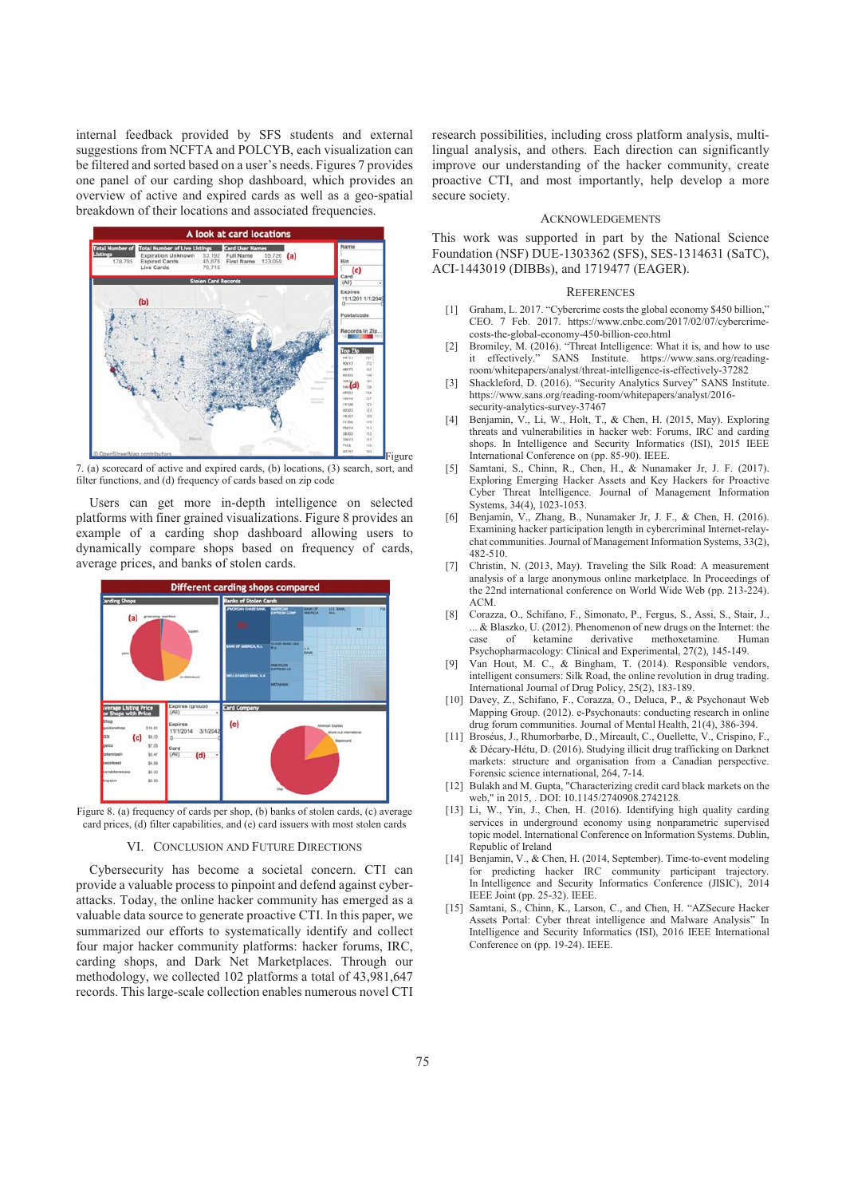internal feedback provided by SFS students and external suggestions from NCFTA and POLCYB, each visualization can be filtered and sorted based on a user's needs. Figures 7 provides one panel of our carding shop dashboard, which provides an overview of active and expired cards as well as a geo-spatial breakdown of their locations and associated frequencies.

Figure 7. (a) scorecard of active and expired cards, (b) locations, (3) search, sort, and filter functions, and (d) frequency of cards based on zip code

Users can get more in-depth intelligence on selected platforms with finer grained visualizations. Figure 8 provides an example of a carding shop dashboard allowing users to dynamically compare shops based on frequency of cards, average prices, and banks of stolen cards.

Figure 8. (a) frequency of cards per shop, (b) banks of stolen cards, (c) average card prices, (d) filter capabilities, and (e) card issuers with most stolen cards

## VI. Conclusion and Future Directions

Cybersecurity has become a societal concern. CTI can provide a valuable process to pinpoint and defend against cyber-attacks. Today, the online hacker community has emerged as a valuable data source to generate proactive CTI. In this paper, we summarized our efforts to systematically identify and collect four major hacker community platforms: hacker forums, IRC, carding shops, and Dark Net Marketplaces. Through our methodology, we collected 102 platforms a total of 43,981,647 records. This large-scale collection enables numerous novel CTI research possibilities, including cross platform analysis, multi-lingual analysis, and others. Each direction can significantly improve our understanding of the hacker community, create proactive CTI, and most importantly, help develop a more secure society.

## Acknowledgements

This work was supported in part by the National Science Foundation (NSF) DUE-1303362 (SFS), SES-1314631 (SaTC), ACI-1443019 (DIBBs), and 1719477 (EAGER).

## References

[1] Graham, L. 2017. "Cybercrime costs the global economy $450 billion," CEO. 7 Feb. 2017. https://www.cnbc.com/2017/02/07/cybercrime-costs-the-global-economy-450-billion-ceo.html

[2] Bromiley, M. (2016). "Threat Intelligence: What it is, and how to use it effectively." SANS Institute. https://www.sans.org/reading-room/whitepapers/analyst/threat-intelligence-is-effectively-37282

[3] Shackleford, D. (2016). "Security Analytics Survey" SANS Institute. https://www.sans.org/reading-room/whitepapers/analyst/2016-security-analytics-survey-37467

[4] Benjamin, V., Li, W., Holt, T., & Chen, H. (2015, May). Exploring threats and vulnerabilities in hacker web: Forums, IRC and carding shops. In Intelligence and Security Informatics (ISI), 2015 IEEE International Conference on (pp. 85-90). IEEE.

[5] Samtani, S., Chinn, R., Chen, H., & Nunamaker Jr, J. F. (2017). Exploring Emerging Hacker Assets and Key Hackers for Proactive Cyber Threat Intelligence. Journal of Management Information Systems, 34(4), 1023-1053.

[6] Benjamin, V., Zhang, B., Nunamaker Jr, J. F., & Chen, H. (2016). Examining hacker participation length in cybercriminal Internet-relay-chat communities. Journal of Management Information Systems, 33(2), 482-510.

[7] Christin, N. (2013, May). Traveling the Silk Road: A measurement analysis of a large anonymous online marketplace. In Proceedings of the 22nd international conference on World Wide Web (pp. 213-224). ACM.

[8] Corazza, O., Schifano, F., Simonato, P., Fergus, S., Assi, S., Stair, J., ... & Blaszko, U. (2012). Phenomenon of new drugs on the Internet: the case of ketamine derivative methoxetamine. Human Psychopharmacology: Clinical and Experimental, 27(2), 145-149.

[9] Van Hout, M. C., & Bingham, T. (2014). Responsible vendors, intelligent consumers: Silk Road, the online revolution in drug trading. International Journal of Drug Policy, 25(2), 183-189.

[10] Davey, Z., Schifano, F., Corazza, O., Deluca, P., & Psychonaut Web Mapping Group. (2012). e-Psychonauts: conducting research in online drug forum communities. Journal of Mental Health, 21(4), 386-394.

[11] Broséus, J., Rhumorbarbe, D., Mireault, C., Ouellette, V., Crispino, F., & Décary-Hétu, D. (2016). Studying illicit drug trafficking on Darknet markets: structure and organisation from a Canadian perspective. Forensic science international, 264, 7-14.

[12] Bulakh and M. Gupta, "Characterizing credit card black markets on the web," in 2015, . DOI: 10.1145/2740908.2742128.

[13] Li, W., Yin, J., Chen, H. (2016). Identifying high quality carding services in underground economy using nonparametric supervised topic model. International Conference on Information Systems. Dublin, Republic of Ireland

[14] Benjamin, V., & Chen, H. (2014, September). Time-to-event modeling for predicting hacker IRC community participant trajectory. In Intelligence and Security Informatics Conference (JISIC), 2014 IEEE Joint (pp. 25-32). IEEE.

[15] Samtani, S., Chinn, K., Larson, C., and Chen, H. "AZSecure Hacker Assets Portal: Cyber threat intelligence and Malware Analysis" In Intelligence and Security Informatics (ISI), 2016 IEEE International Conference on (pp. 19-24). IEEE.